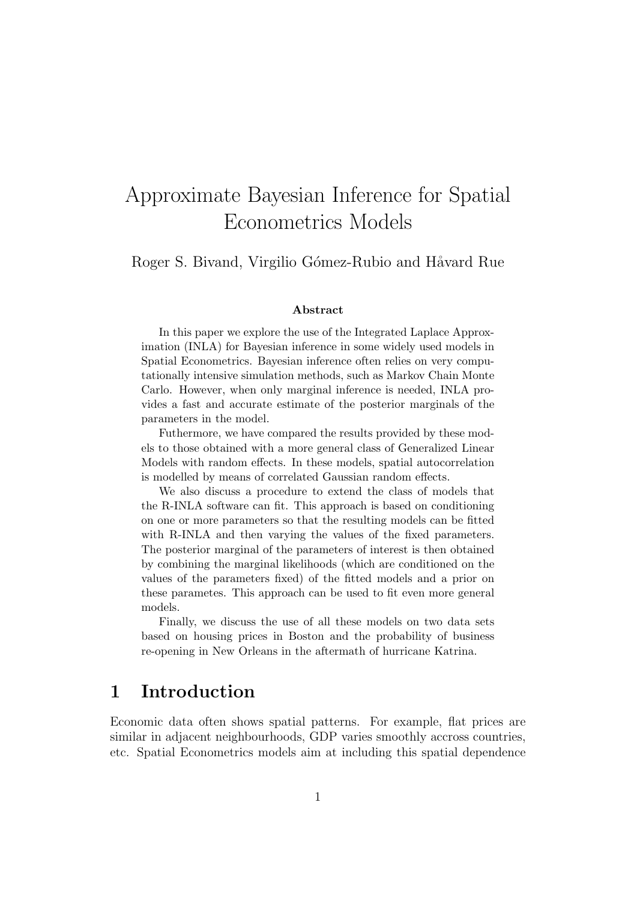# Approximate Bayesian Inference for Spatial Econometrics Models

Roger S. Bivand, Virgilio Gómez-Rubio and Håvard Rue

**Abstract**

In this paper we explore the use of the Integrated Laplace Approximation (INLA) for Bayesian inference in some widely used models in Spatial Econometrics. Bayesian inference often relies on very computationally intensive simulation methods, such as Markov Chain Monte Carlo. However, when only marginal inference is needed, INLA provides a fast and accurate estimate of the posterior marginals of the parameters in the model.

Futhermore, we have compared the results provided by these models to those obtained with a more general class of Generalized Linear Models with random effects. In these models, spatial autocorrelation is modelled by means of correlated Gaussian random effects.

We also discuss a procedure to extend the class of models that the R-INLA software can fit. This approach is based on conditioning on one or more parameters so that the resulting models can be fitted with R-INLA and then varying the values of the fixed parameters. The posterior marginal of the parameters of interest is then obtained by combining the marginal likelihoods (which are conditioned on the values of the parameters fixed) of the fitted models and a prior on these parametes. This approach can be used to fit even more general models.

Finally, we discuss the use of all these models on two data sets based on housing prices in Boston and the probability of business re-opening in New Orleans in the aftermath of hurricane Katrina.

## 1 Introduction

Economic data often shows spatial patterns. For example, flat prices are similar in adjacent neighbourhoods, GDP varies smoothly accross countries, etc. Spatial Econometrics models aim at including this spatial dependence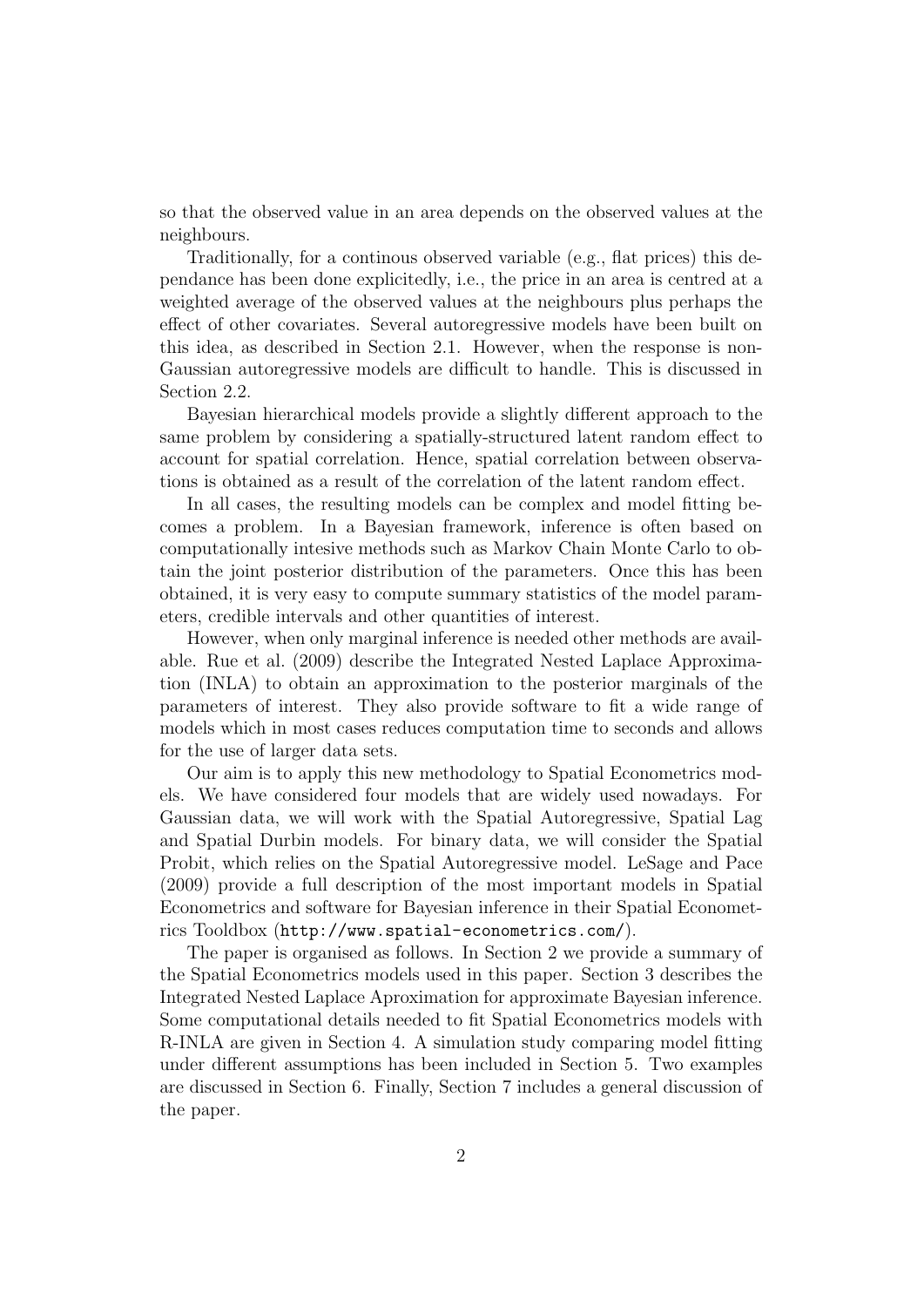so that the observed value in an area depends on the observed values at the neighbours.

Traditionally, for a continous observed variable (e.g., flat prices) this dependance has been done explicitedly, i.e., the price in an area is centred at a weighted average of the observed values at the neighbours plus perhaps the effect of other covariates. Several autoregressive models have been built on this idea, as described in Section 2.1. However, when the response is non-Gaussian autoregressive models are difficult to handle. This is discussed in Section 2.2.

Bayesian hierarchical models provide a slightly different approach to the same problem by considering a spatially-structured latent random effect to account for spatial correlation. Hence, spatial correlation between observations is obtained as a result of the correlation of the latent random effect.

In all cases, the resulting models can be complex and model fitting becomes a problem. In a Bayesian framework, inference is often based on computationally intesive methods such as Markov Chain Monte Carlo to obtain the joint posterior distribution of the parameters. Once this has been obtained, it is very easy to compute summary statistics of the model parameters, credible intervals and other quantities of interest.

However, when only marginal inference is needed other methods are available. Rue et al. (2009) describe the Integrated Nested Laplace Approximation (INLA) to obtain an approximation to the posterior marginals of the parameters of interest. They also provide software to fit a wide range of models which in most cases reduces computation time to seconds and allows for the use of larger data sets.

Our aim is to apply this new methodology to Spatial Econometrics models. We have considered four models that are widely used nowadays. For Gaussian data, we will work with the Spatial Autoregressive, Spatial Lag and Spatial Durbin models. For binary data, we will consider the Spatial Probit, which relies on the Spatial Autoregressive model. LeSage and Pace (2009) provide a full description of the most important models in Spatial Econometrics and software for Bayesian inference in their Spatial Econometrics Tooldbox (`http://www.spatial-econometrics.com/`).

The paper is organised as follows. In Section 2 we provide a summary of the Spatial Econometrics models used in this paper. Section 3 describes the Integrated Nested Laplace Aproximation for approximate Bayesian inference. Some computational details needed to fit Spatial Econometrics models with R-INLA are given in Section 4. A simulation study comparing model fitting under different assumptions has been included in Section 5. Two examples are discussed in Section 6. Finally, Section 7 includes a general discussion of the paper.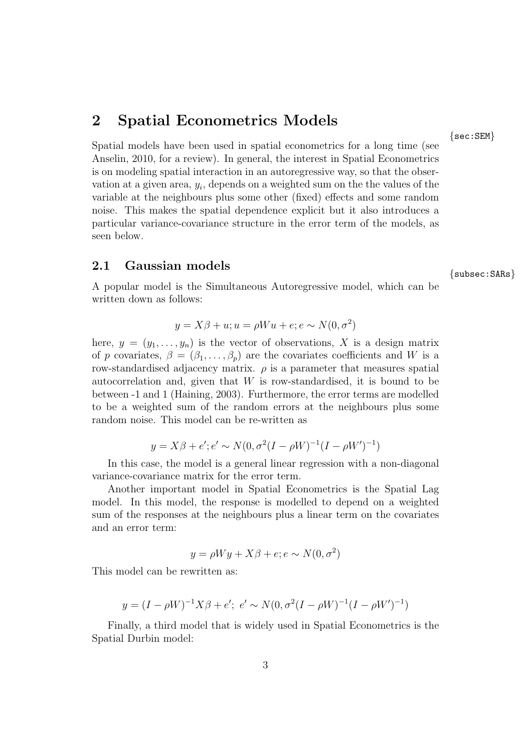## 2 Spatial Econometrics Models

{sec:SEM}

Spatial models have been used in spatial econometrics for a long time (see Anselin, 2010, for a review). In general, the interest in Spatial Econometrics is on modeling spatial interaction in an autoregressive way, so that the observation at a given area, $y_i$, depends on a weighted sum on the the values of the variable at the neighbours plus some other (fixed) effects and some random noise. This makes the spatial dependence explicit but it also introduces a particular variance-covariance structure in the error term of the models, as seen below.

### 2.1 Gaussian models

{subsec:SARs}

A popular model is the Simultaneous Autoregressive model, which can be written down as follows:

$$y = X\beta + u; u = \rho W u + e; e \sim N(0, \sigma^2)$$

here, $y = (y_1, \ldots, y_n)$ is the vector of observations, $X$ is a design matrix of $p$ covariates, $\beta = (\beta_1, \ldots, \beta_p)$ are the covariates coefficients and $W$ is a row-standardised adjacency matrix. $\rho$ is a parameter that measures spatial autocorrelation and, given that $W$ is row-standardised, it is bound to be between -1 and 1 (Haining, 2003). Furthermore, the error terms are modelled to be a weighted sum of the random errors at the neighbours plus some random noise. This model can be re-written as

$$y = X\beta + e'; e' \sim N(0, \sigma^2(I - \rho W)^{-1}(I - \rho W')^{-1})$$

In this case, the model is a general linear regression with a non-diagonal variance-covariance matrix for the error term.

Another important model in Spatial Econometrics is the Spatial Lag model. In this model, the response is modelled to depend on a weighted sum of the responses at the neighbours plus a linear term on the covariates and an error term:

$$y = \rho W y + X\beta + e; e \sim N(0, \sigma^2)$$

This model can be rewritten as:

$$y = (I - \rho W)^{-1} X\beta + e';\ e' \sim N(0, \sigma^2(I - \rho W)^{-1}(I - \rho W')^{-1})$$

Finally, a third model that is widely used in Spatial Econometrics is the Spatial Durbin model: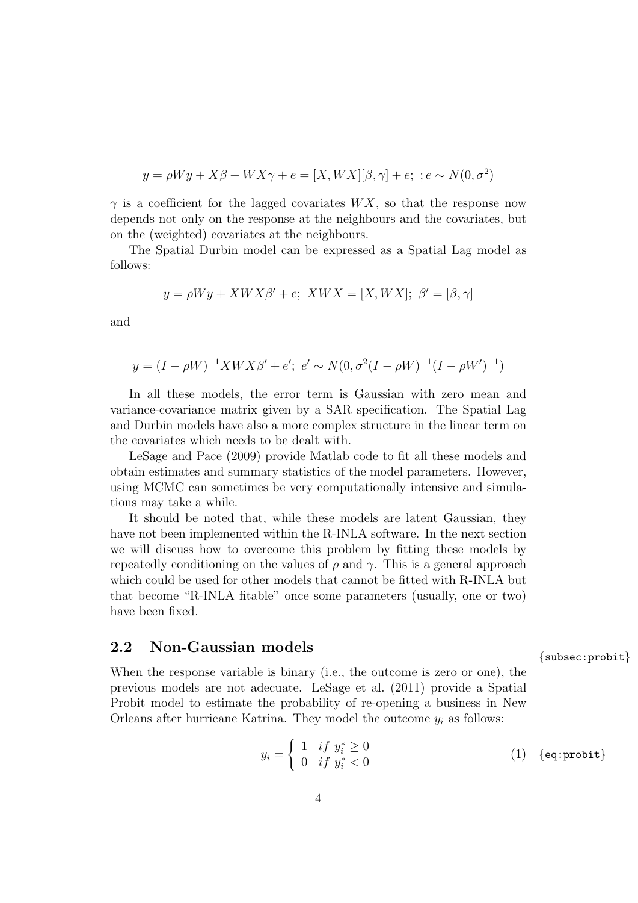$$y = \rho W y + X\beta + WX\gamma + e = [X, WX][\beta, \gamma] + e;\ ; e \sim N(0, \sigma^2)$$

$\gamma$ is a coefficient for the lagged covariates $WX$, so that the response now depends not only on the response at the neighbours and the covariates, but on the (weighted) covariates at the neighbours.

The Spatial Durbin model can be expressed as a Spatial Lag model as follows:

$$y = \rho W y + XWX\beta' + e;\ XWX = [X, WX];\ \beta' = [\beta, \gamma]$$

and

$$y = (I - \rho W)^{-1} XWX\beta' + e';\ e' \sim N(0, \sigma^2 (I - \rho W)^{-1} (I - \rho W')^{-1})$$

In all these models, the error term is Gaussian with zero mean and variance-covariance matrix given by a SAR specification. The Spatial Lag and Durbin models have also a more complex structure in the linear term on the covariates which needs to be dealt with.

LeSage and Pace (2009) provide Matlab code to fit all these models and obtain estimates and summary statistics of the model parameters. However, using MCMC can sometimes be very computationally intensive and simulations may take a while.

It should be noted that, while these models are latent Gaussian, they have not been implemented within the R-INLA software. In the next section we will discuss how to overcome this problem by fitting these models by repeatedly conditioning on the values of $\rho$ and $\gamma$. This is a general approach which could be used for other models that cannot be fitted with R-INLA but that become "R-INLA fitable" once some parameters (usually, one or two) have been fixed.

## 2.2 Non-Gaussian models

When the response variable is binary (i.e., the outcome is zero or one), the previous models are not adecuate. LeSage et al. (2011) provide a Spatial Probit model to estimate the probability of re-opening a business in New Orleans after hurricane Katrina. They model the outcome $y_i$ as follows:

$$y_i = \begin{cases} 1 & if\ y_i^* \geq 0 \\ 0 & if\ y_i^* < 0 \end{cases} \tag{1}$$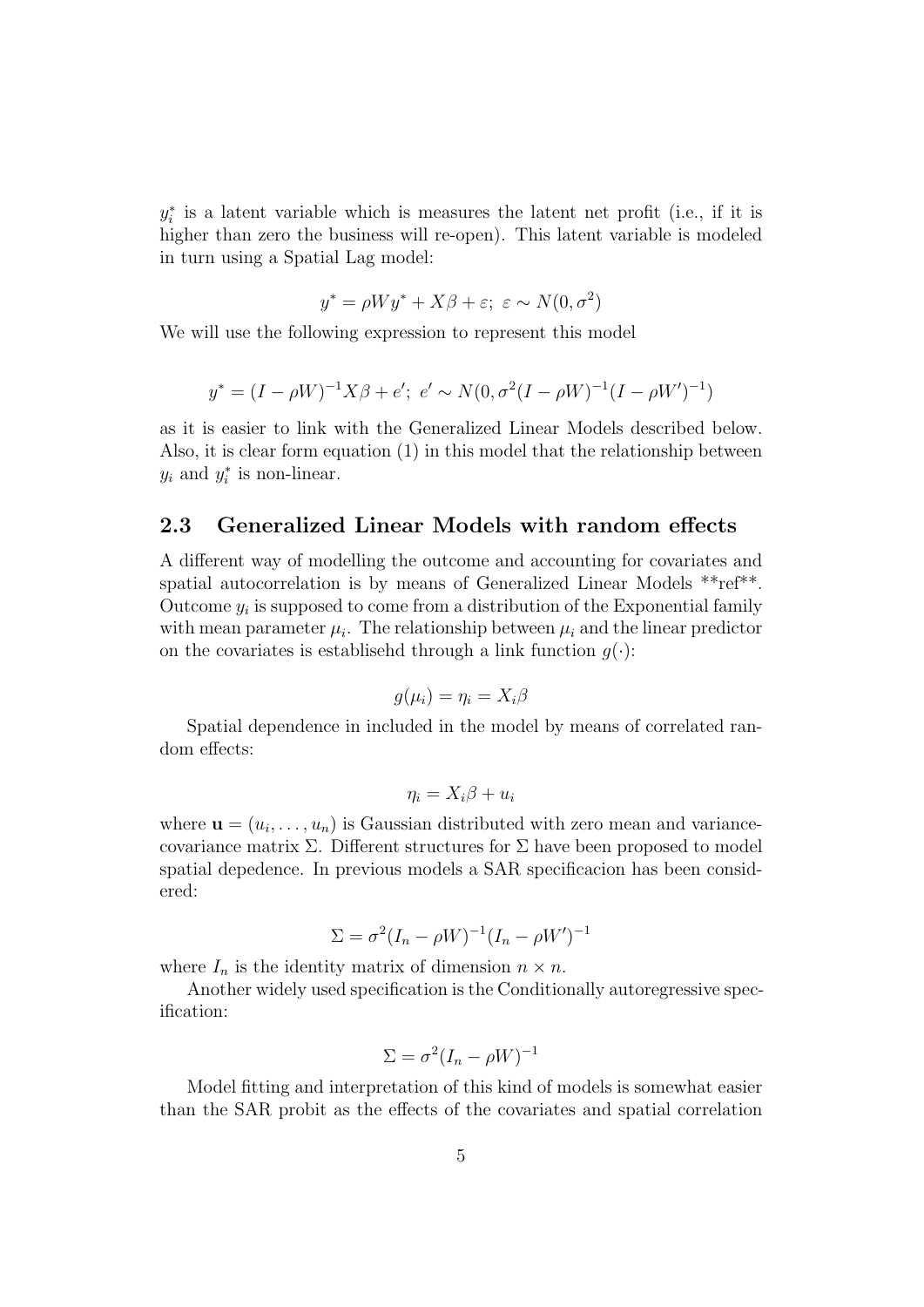$y_i^*$ is a latent variable which is measures the latent net profit (i.e., if it is higher than zero the business will re-open). This latent variable is modeled in turn using a Spatial Lag model:

$$y^* = \rho W y^* + X\beta + \varepsilon;\ \varepsilon \sim N(0, \sigma^2)$$

We will use the following expression to represent this model

$$y^* = (I - \rho W)^{-1} X\beta + e';\ e' \sim N(0, \sigma^2 (I - \rho W)^{-1} (I - \rho W')^{-1})$$

as it is easier to link with the Generalized Linear Models described below. Also, it is clear form equation (1) in this model that the relationship between $y_i$ and $y_i^*$ is non-linear.

## 2.3 Generalized Linear Models with random effects

A different way of modelling the outcome and accounting for covariates and spatial autocorrelation is by means of Generalized Linear Models **ref**. Outcome $y_i$ is supposed to come from a distribution of the Exponential family with mean parameter $\mu_i$. The relationship between $\mu_i$ and the linear predictor on the covariates is establisehd through a link function $g(\cdot)$:

$$g(\mu_i) = \eta_i = X_i\beta$$

Spatial dependence in included in the model by means of correlated random effects:

$$\eta_i = X_i\beta + u_i$$

where $\mathbf{u} = (u_i, \ldots, u_n)$ is Gaussian distributed with zero mean and variance-covariance matrix $\Sigma$. Different structures for $\Sigma$ have been proposed to model spatial depedence. In previous models a SAR specificacion has been considered:

$$\Sigma = \sigma^2 (I_n - \rho W)^{-1} (I_n - \rho W')^{-1}$$

where $I_n$ is the identity matrix of dimension $n \times n$.

Another widely used specification is the Conditionally autoregressive specification:

$$\Sigma = \sigma^2 (I_n - \rho W)^{-1}$$

Model fitting and interpretation of this kind of models is somewhat easier than the SAR probit as the effects of the covariates and spatial correlation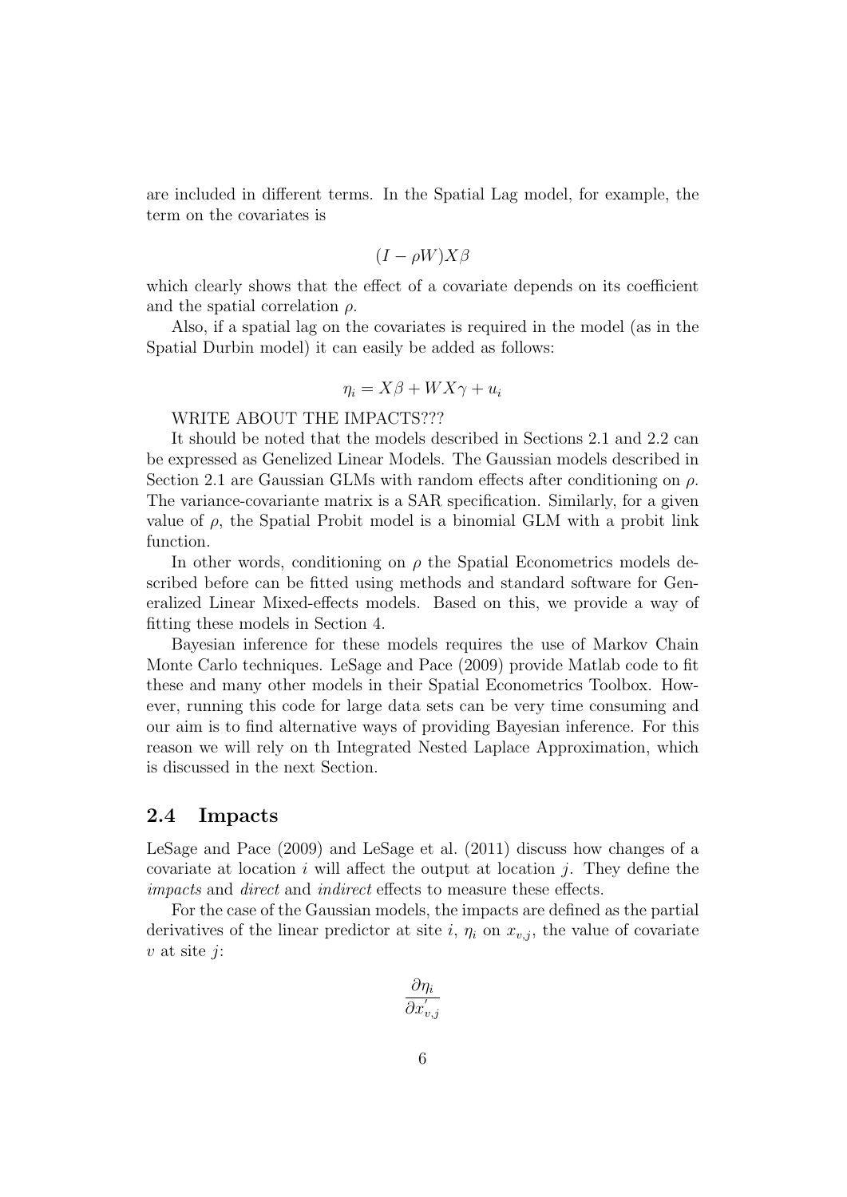are included in different terms. In the Spatial Lag model, for example, the term on the covariates is

$$(I - \rho W)X\beta$$

which clearly shows that the effect of a covariate depends on its coefficient and the spatial correlation $\rho$.

Also, if a spatial lag on the covariates is required in the model (as in the Spatial Durbin model) it can easily be added as follows:

$$\eta_i = X\beta + WX\gamma + u_i$$

WRITE ABOUT THE IMPACTS???

It should be noted that the models described in Sections 2.1 and 2.2 can be expressed as Genelized Linear Models. The Gaussian models described in Section 2.1 are Gaussian GLMs with random effects after conditioning on $\rho$. The variance-covariante matrix is a SAR specification. Similarly, for a given value of $\rho$, the Spatial Probit model is a binomial GLM with a probit link function.

In other words, conditioning on $\rho$ the Spatial Econometrics models described before can be fitted using methods and standard software for Generalized Linear Mixed-effects models. Based on this, we provide a way of fitting these models in Section 4.

Bayesian inference for these models requires the use of Markov Chain Monte Carlo techniques. LeSage and Pace (2009) provide Matlab code to fit these and many other models in their Spatial Econometrics Toolbox. However, running this code for large data sets can be very time consuming and our aim is to find alternative ways of providing Bayesian inference. For this reason we will rely on th Integrated Nested Laplace Approximation, which is discussed in the next Section.

## 2.4 Impacts

LeSage and Pace (2009) and LeSage et al. (2011) discuss how changes of a covariate at location $i$ will affect the output at location $j$. They define the *impacts* and *direct* and *indirect* effects to measure these effects.

For the case of the Gaussian models, the impacts are defined as the partial derivatives of the linear predictor at site $i$, $\eta_i$ on $x_{v,j}$, the value of covariate $v$ at site $j$:

$$\frac{\partial \eta_i}{\partial x_{v,j}^{'}}$$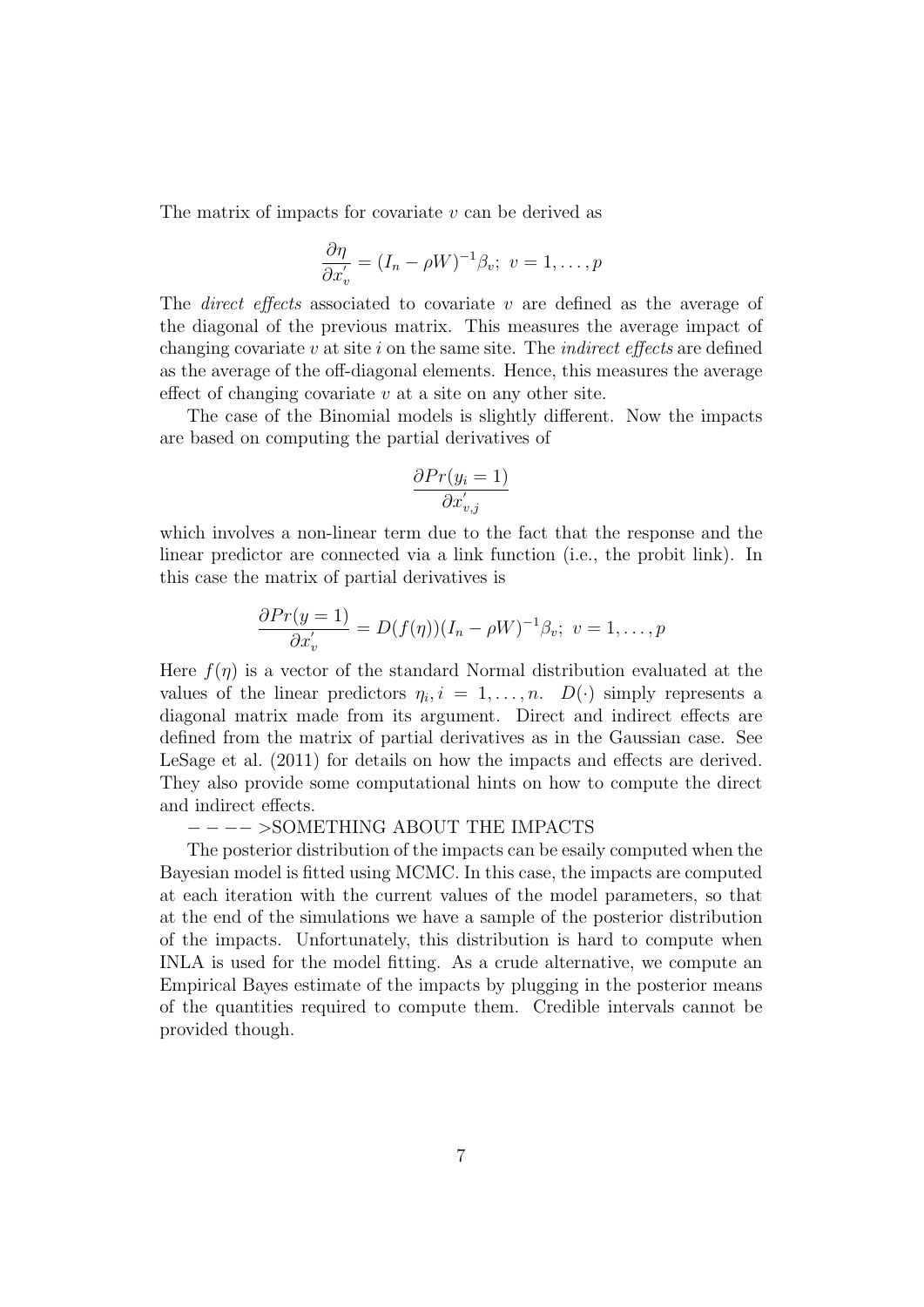The matrix of impacts for covariate $v$ can be derived as

$$\frac{\partial \eta}{\partial x_v^{'}} = (I_n - \rho W)^{-1}\beta_v;\ v = 1, \ldots, p$$

The *direct effects* associated to covariate $v$ are defined as the average of the diagonal of the previous matrix. This measures the average impact of changing covariate $v$ at site $i$ on the same site. The *indirect effects* are defined as the average of the off-diagonal elements. Hence, this measures the average effect of changing covariate $v$ at a site on any other site.

The case of the Binomial models is slightly different. Now the impacts are based on computing the partial derivatives of

$$\frac{\partial Pr(y_i = 1)}{\partial x_{v,j}^{'}}$$

which involves a non-linear term due to the fact that the response and the linear predictor are connected via a link function (i.e., the probit link). In this case the matrix of partial derivatives is

$$\frac{\partial Pr(y = 1)}{\partial x_v^{'}} = D(f(\eta))(I_n - \rho W)^{-1}\beta_v;\ v = 1, \ldots, p$$

Here $f(\eta)$ is a vector of the standard Normal distribution evaluated at the values of the linear predictors $\eta_i, i = 1, \ldots, n$. $D(\cdot)$ simply represents a diagonal matrix made from its argument. Direct and indirect effects are defined from the matrix of partial derivatives as in the Gaussian case. See LeSage et al. (2011) for details on how the impacts and effects are derived. They also provide some computational hints on how to compute the direct and indirect effects.

$- - --$ >SOMETHING ABOUT THE IMPACTS

The posterior distribution of the impacts can be esaily computed when the Bayesian model is fitted using MCMC. In this case, the impacts are computed at each iteration with the current values of the model parameters, so that at the end of the simulations we have a sample of the posterior distribution of the impacts. Unfortunately, this distribution is hard to compute when INLA is used for the model fitting. As a crude alternative, we compute an Empirical Bayes estimate of the impacts by plugging in the posterior means of the quantities required to compute them. Credible intervals cannot be provided though.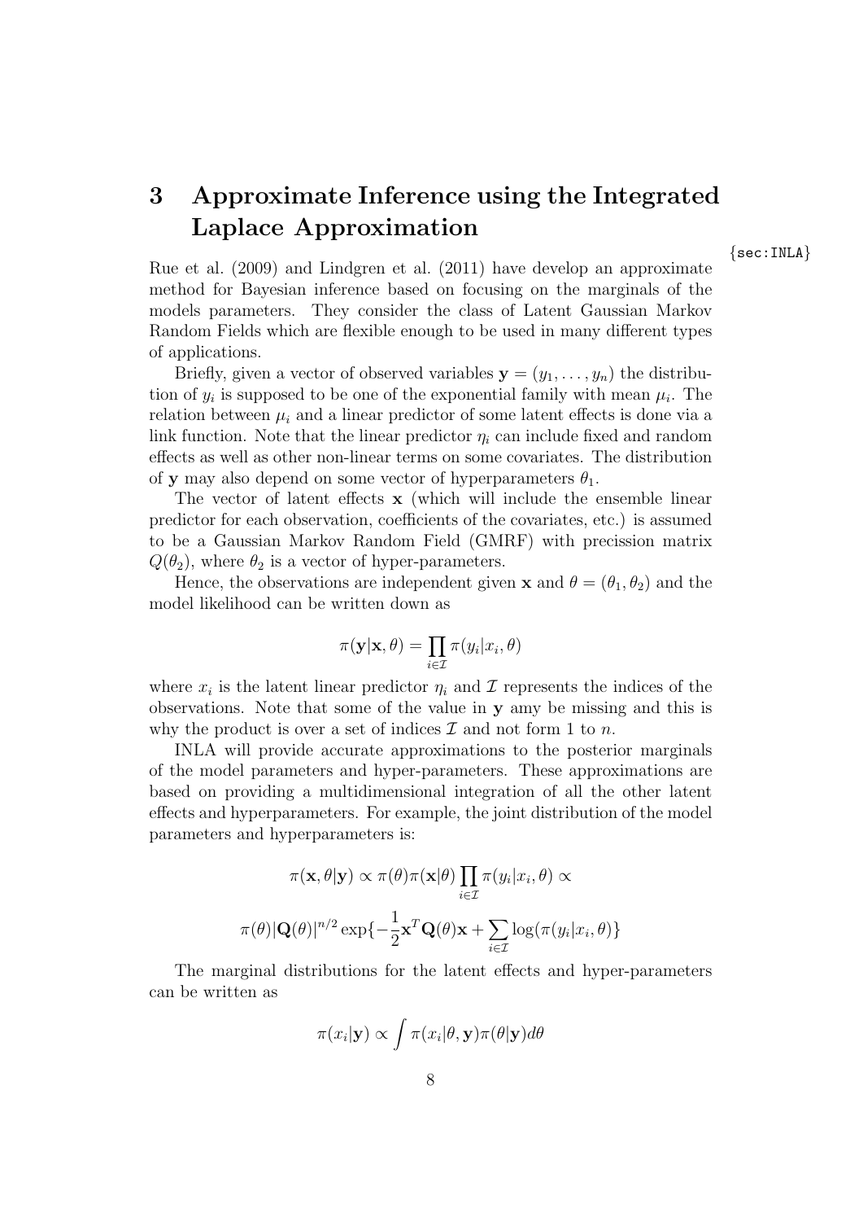# 3 Approximate Inference using the Integrated Laplace Approximation

Rue et al. (2009) and Lindgren et al. (2011) have develop an approximate method for Bayesian inference based on focusing on the marginals of the models parameters. They consider the class of Latent Gaussian Markov Random Fields which are flexible enough to be used in many different types of applications.

Briefly, given a vector of observed variables $\mathbf{y} = (y_1, \ldots, y_n)$ the distribution of $y_i$ is supposed to be one of the exponential family with mean $\mu_i$. The relation between $\mu_i$ and a linear predictor of some latent effects is done via a link function. Note that the linear predictor $\eta_i$ can include fixed and random effects as well as other non-linear terms on some covariates. The distribution of $\mathbf{y}$ may also depend on some vector of hyperparameters $\theta_1$.

The vector of latent effects $\mathbf{x}$ (which will include the ensemble linear predictor for each observation, coefficients of the covariates, etc.) is assumed to be a Gaussian Markov Random Field (GMRF) with precission matrix $Q(\theta_2)$, where $\theta_2$ is a vector of hyper-parameters.

Hence, the observations are independent given $\mathbf{x}$ and $\theta = (\theta_1, \theta_2)$ and the model likelihood can be written down as

$$\pi(\mathbf{y}|\mathbf{x}, \theta) = \prod_{i \in \mathcal{I}} \pi(y_i | x_i, \theta)$$

where $x_i$ is the latent linear predictor $\eta_i$ and $\mathcal{I}$ represents the indices of the observations. Note that some of the value in $\mathbf{y}$ amy be missing and this is why the product is over a set of indices $\mathcal{I}$ and not form 1 to $n$.

INLA will provide accurate approximations to the posterior marginals of the model parameters and hyper-parameters. These approximations are based on providing a multidimensional integration of all the other latent effects and hyperparameters. For example, the joint distribution of the model parameters and hyperparameters is:

$$\pi(\mathbf{x}, \theta|\mathbf{y}) \propto \pi(\theta)\pi(\mathbf{x}|\theta) \prod_{i \in \mathcal{I}} \pi(y_i|x_i, \theta) \propto$$

$$\pi(\theta)|\mathbf{Q}(\theta)|^{n/2} \exp\{-\frac{1}{2}\mathbf{x}^T\mathbf{Q}(\theta)\mathbf{x} + \sum_{i \in \mathcal{I}} \log(\pi(y_i|x_i, \theta)\}$$

The marginal distributions for the latent effects and hyper-parameters can be written as

$$\pi(x_i|\mathbf{y}) \propto \int \pi(x_i|\theta, \mathbf{y})\pi(\theta|\mathbf{y})d\theta$$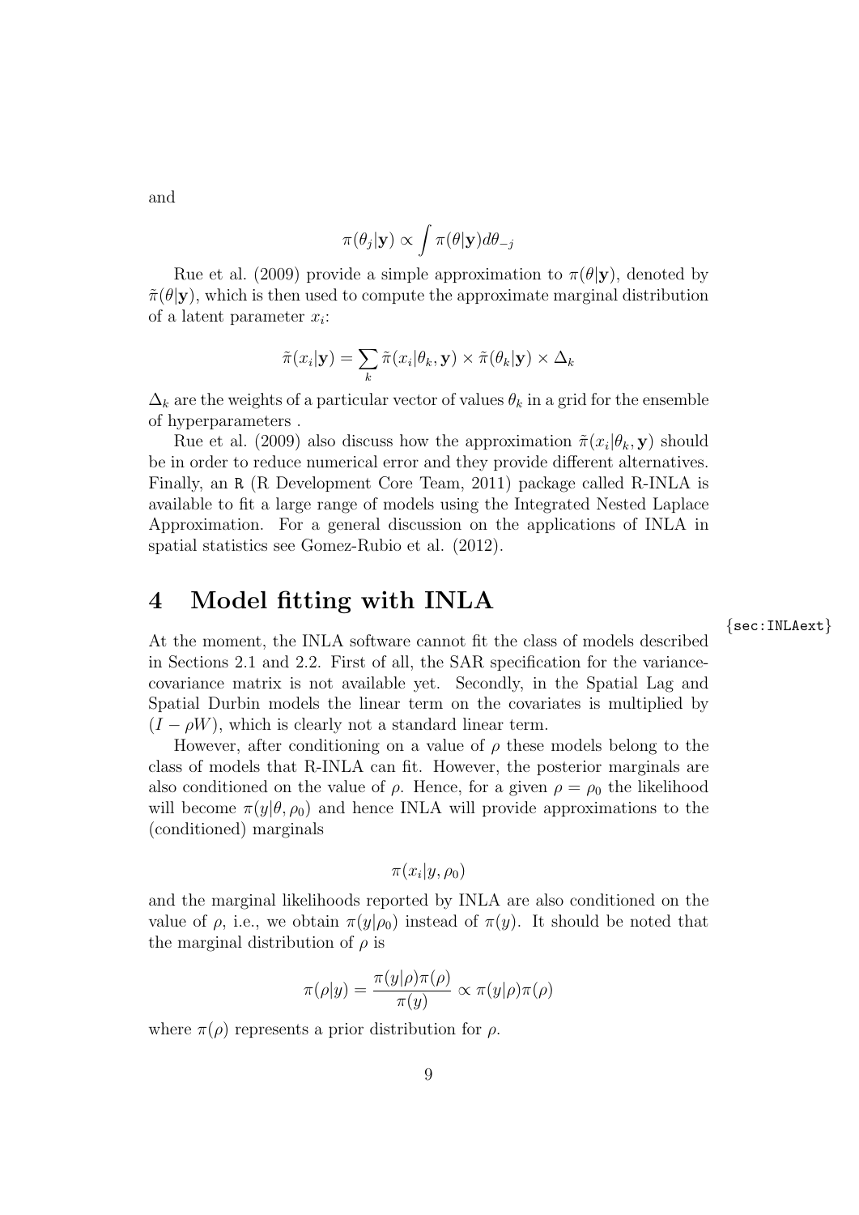and

$$\pi(\theta_j|\mathbf{y}) \propto \int \pi(\theta|\mathbf{y}) d\theta_{-j}$$

Rue et al. (2009) provide a simple approximation to $\pi(\theta|\mathbf{y})$, denoted by $\tilde{\pi}(\theta|\mathbf{y})$, which is then used to compute the approximate marginal distribution of a latent parameter $x_i$:

$$\tilde{\pi}(x_i|\mathbf{y}) = \sum_k \tilde{\pi}(x_i|\theta_k, \mathbf{y}) \times \tilde{\pi}(\theta_k|\mathbf{y}) \times \Delta_k$$

$\Delta_k$ are the weights of a particular vector of values $\theta_k$ in a grid for the ensemble of hyperparameters .

Rue et al. (2009) also discuss how the approximation $\tilde{\pi}(x_i|\theta_k, \mathbf{y})$ should be in order to reduce numerical error and they provide different alternatives. Finally, an R (R Development Core Team, 2011) package called R-INLA is available to fit a large range of models using the Integrated Nested Laplace Approximation. For a general discussion on the applications of INLA in spatial statistics see Gomez-Rubio et al. (2012).

# 4 Model fitting with INLA

At the moment, the INLA software cannot fit the class of models described in Sections 2.1 and 2.2. First of all, the SAR specification for the variance-covariance matrix is not available yet. Secondly, in the Spatial Lag and Spatial Durbin models the linear term on the covariates is multiplied by $(I - \rho W)$, which is clearly not a standard linear term.

However, after conditioning on a value of $\rho$ these models belong to the class of models that R-INLA can fit. However, the posterior marginals are also conditioned on the value of $\rho$. Hence, for a given $\rho = \rho_0$ the likelihood will become $\pi(y|\theta, \rho_0)$ and hence INLA will provide approximations to the (conditioned) marginals

$$\pi(x_i|y, \rho_0)$$

and the marginal likelihoods reported by INLA are also conditioned on the value of $\rho$, i.e., we obtain $\pi(y|\rho_0)$ instead of $\pi(y)$. It should be noted that the marginal distribution of $\rho$ is

$$\pi(\rho|y) = \frac{\pi(y|\rho)\pi(\rho)}{\pi(y)} \propto \pi(y|\rho)\pi(\rho)$$

where $\pi(\rho)$ represents a prior distribution for $\rho$.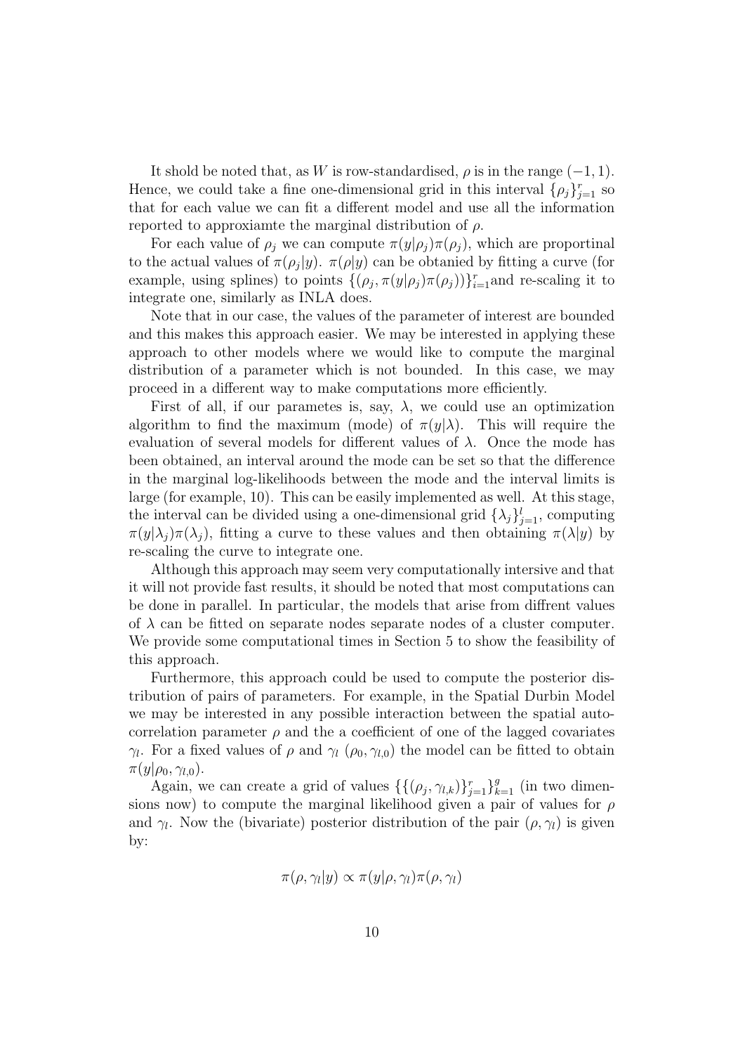It shold be noted that, as $W$ is row-standardised, $\rho$ is in the range $(-1, 1)$. Hence, we could take a fine one-dimensional grid in this interval $\{\rho_j\}_{j=1}^r$ so that for each value we can fit a different model and use all the information reported to approxiamte the marginal distribution of $\rho$.

For each value of $\rho_j$ we can compute $\pi(y|\rho_j)\pi(\rho_j)$, which are proportinal to the actual values of $\pi(\rho_j|y)$. $\pi(\rho|y)$ can be obtanied by fitting a curve (for example, using splines) to points $\{(\rho_j, \pi(y|\rho_j)\pi(\rho_j))\}_{i=1}^r$and re-scaling it to integrate one, similarly as INLA does.

Note that in our case, the values of the parameter of interest are bounded and this makes this approach easier. We may be interested in applying these approach to other models where we would like to compute the marginal distribution of a parameter which is not bounded. In this case, we may proceed in a different way to make computations more efficiently.

First of all, if our parametes is, say, $\lambda$, we could use an optimization algorithm to find the maximum (mode) of $\pi(y|\lambda)$. This will require the evaluation of several models for different values of $\lambda$. Once the mode has been obtained, an interval around the mode can be set so that the difference in the marginal log-likelihoods between the mode and the interval limits is large (for example, 10). This can be easily implemented as well. At this stage, the interval can be divided using a one-dimensional grid $\{\lambda_j\}_{j=1}^l$, computing $\pi(y|\lambda_j)\pi(\lambda_j)$, fitting a curve to these values and then obtaining $\pi(\lambda|y)$ by re-scaling the curve to integrate one.

Although this approach may seem very computationally intersive and that it will not provide fast results, it should be noted that most computations can be done in parallel. In particular, the models that arise from diffrent values of $\lambda$ can be fitted on separate nodes separate nodes of a cluster computer. We provide some computational times in Section 5 to show the feasibility of this approach.

Furthermore, this approach could be used to compute the posterior distribution of pairs of parameters. For example, in the Spatial Durbin Model we may be interested in any possible interaction between the spatial autocorrelation parameter $\rho$ and the a coefficient of one of the lagged covariates $\gamma_l$. For a fixed values of $\rho$ and $\gamma_l$ ($\rho_0, \gamma_{l,0}$) the model can be fitted to obtain $\pi(y|\rho_0, \gamma_{l,0})$.

Again, we can create a grid of values $\{\{(\rho_j, \gamma_{l,k})\}_{j=1}^r\}_{k=1}^g$ (in two dimensions now) to compute the marginal likelihood given a pair of values for $\rho$ and $\gamma_l$. Now the (bivariate) posterior distribution of the pair $(\rho, \gamma_l)$ is given by:

$$\pi(\rho, \gamma_l|y) \propto \pi(y|\rho, \gamma_l)\pi(\rho, \gamma_l)$$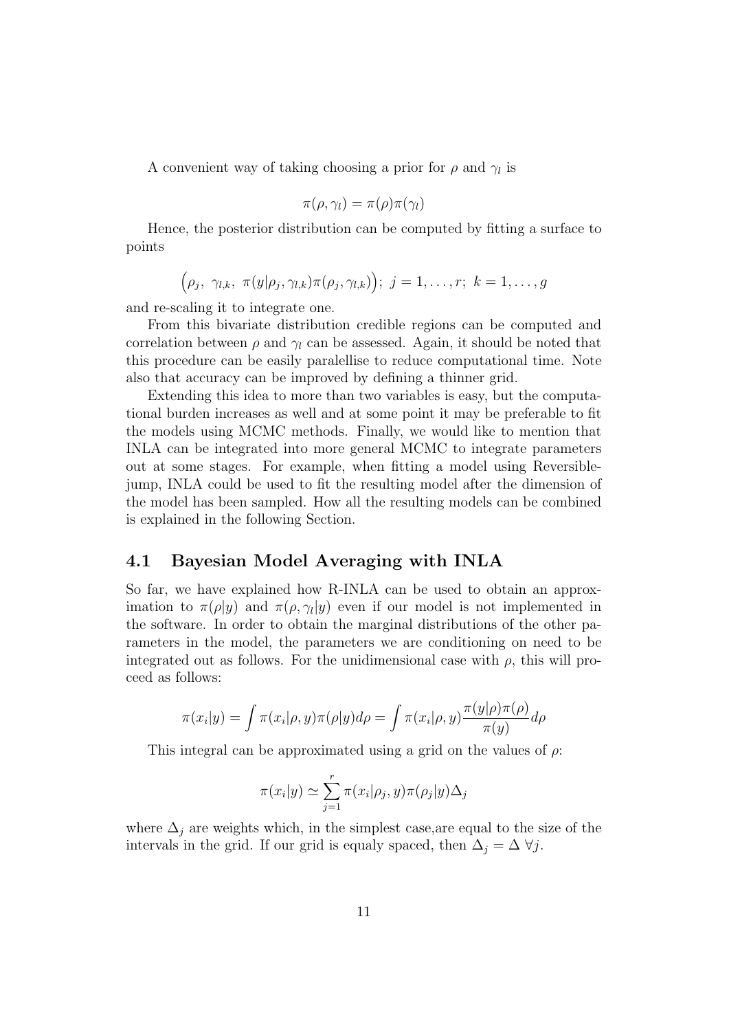A convenient way of taking choosing a prior for $\rho$ and $\gamma_l$ is

$$\pi(\rho, \gamma_l) = \pi(\rho)\pi(\gamma_l)$$

Hence, the posterior distribution can be computed by fitting a surface to points

$$\Big(\rho_j,\ \gamma_{l,k},\ \pi(y|\rho_j, \gamma_{l,k})\pi(\rho_j, \gamma_{l,k})\Big);\ j = 1, \ldots, r;\ k = 1, \ldots, g$$

and re-scaling it to integrate one.

From this bivariate distribution credible regions can be computed and correlation between $\rho$ and $\gamma_l$ can be assessed. Again, it should be noted that this procedure can be easily paralellise to reduce computational time. Note also that accuracy can be improved by defining a thinner grid.

Extending this idea to more than two variables is easy, but the computational burden increases as well and at some point it may be preferable to fit the models using MCMC methods. Finally, we would like to mention that INLA can be integrated into more general MCMC to integrate parameters out at some stages. For example, when fitting a model using Reversible-jump, INLA could be used to fit the resulting model after the dimension of the model has been sampled. How all the resulting models can be combined is explained in the following Section.

## 4.1 Bayesian Model Averaging with INLA

So far, we have explained how R-INLA can be used to obtain an approximation to $\pi(\rho|y)$ and $\pi(\rho, \gamma_l|y)$ even if our model is not implemented in the software. In order to obtain the marginal distributions of the other parameters in the model, the parameters we are conditioning on need to be integrated out as follows. For the unidimensional case with $\rho$, this will proceed as follows:

$$\pi(x_i|y) = \int \pi(x_i|\rho, y)\pi(\rho|y)d\rho = \int \pi(x_i|\rho, y)\frac{\pi(y|\rho)\pi(\rho)}{\pi(y)}d\rho$$

This integral can be approximated using a grid on the values of $\rho$:

$$\pi(x_i|y) \simeq \sum_{j=1}^{r} \pi(x_i|\rho_j, y)\pi(\rho_j|y)\Delta_j$$

where $\Delta_j$ are weights which, in the simplest case,are equal to the size of the intervals in the grid. If our grid is equaly spaced, then $\Delta_j = \Delta\ \forall j$.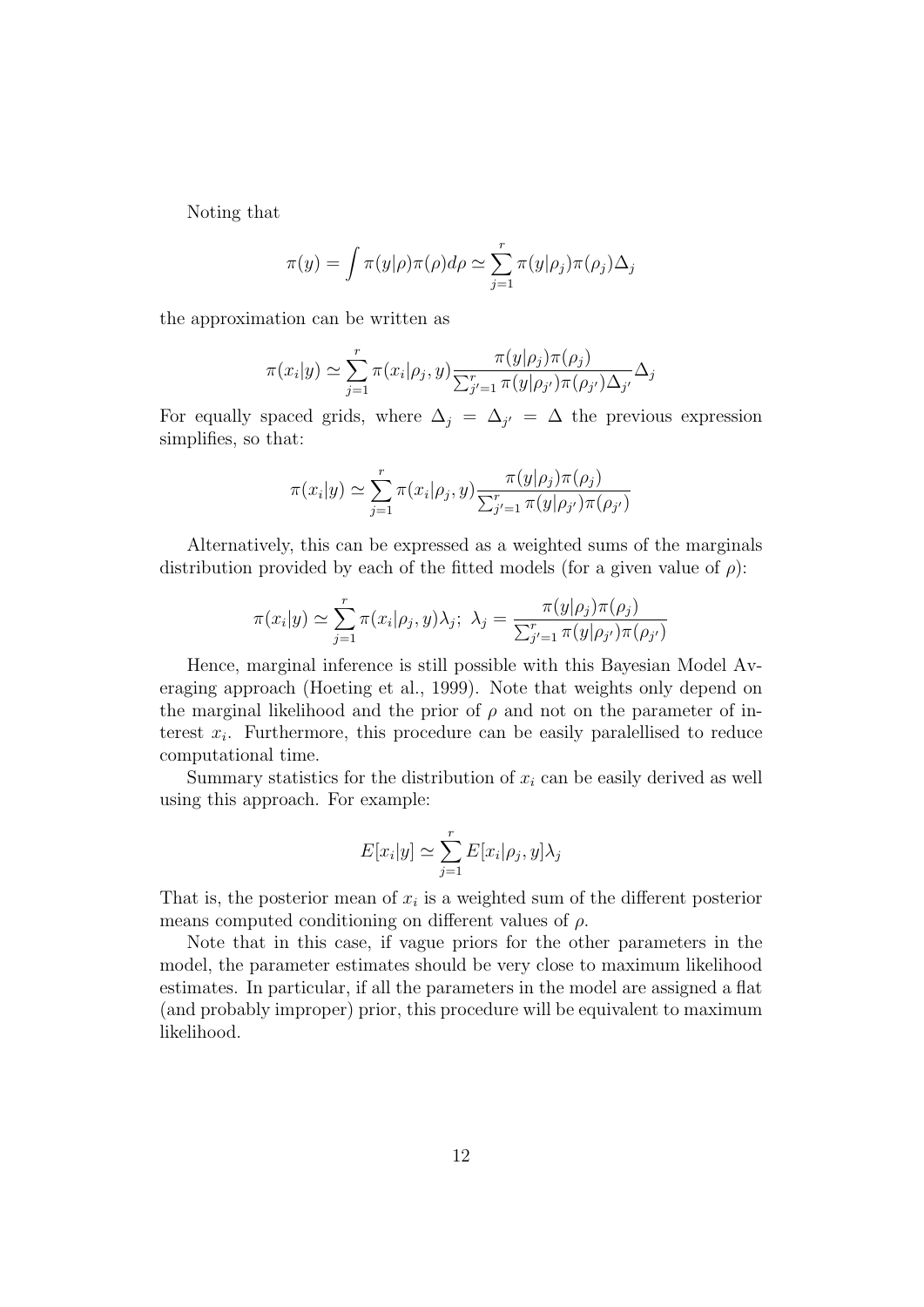Noting that

$$\pi(y) = \int \pi(y|\rho)\pi(\rho)d\rho \simeq \sum_{j=1}^{r} \pi(y|\rho_j)\pi(\rho_j)\Delta_j$$

the approximation can be written as

$$\pi(x_i|y) \simeq \sum_{j=1}^{r} \pi(x_i|\rho_j, y) \frac{\pi(y|\rho_j)\pi(\rho_j)}{\sum_{j'=1}^{r} \pi(y|\rho_{j'})\pi(\rho_{j'})\Delta_{j'}} \Delta_j$$

For equally spaced grids, where $\Delta_j = \Delta_{j'} = \Delta$ the previous expression simplifies, so that:

$$\pi(x_i|y) \simeq \sum_{j=1}^{r} \pi(x_i|\rho_j, y) \frac{\pi(y|\rho_j)\pi(\rho_j)}{\sum_{j'=1}^{r} \pi(y|\rho_{j'})\pi(\rho_{j'})}$$

Alternatively, this can be expressed as a weighted sums of the marginals distribution provided by each of the fitted models (for a given value of $\rho$):

$$\pi(x_i|y) \simeq \sum_{j=1}^{r} \pi(x_i|\rho_j, y)\lambda_j;\ \lambda_j = \frac{\pi(y|\rho_j)\pi(\rho_j)}{\sum_{j'=1}^{r} \pi(y|\rho_{j'})\pi(\rho_{j'})}$$

Hence, marginal inference is still possible with this Bayesian Model Averaging approach (Hoeting et al., 1999). Note that weights only depend on the marginal likelihood and the prior of $\rho$ and not on the parameter of interest $x_i$. Furthermore, this procedure can be easily paralellised to reduce computational time.

Summary statistics for the distribution of $x_i$ can be easily derived as well using this approach. For example:

$$E[x_i|y] \simeq \sum_{j=1}^{r} E[x_i|\rho_j, y]\lambda_j$$

That is, the posterior mean of $x_i$ is a weighted sum of the different posterior means computed conditioning on different values of $\rho$.

Note that in this case, if vague priors for the other parameters in the model, the parameter estimates should be very close to maximum likelihood estimates. In particular, if all the parameters in the model are assigned a flat (and probably improper) prior, this procedure will be equivalent to maximum likelihood.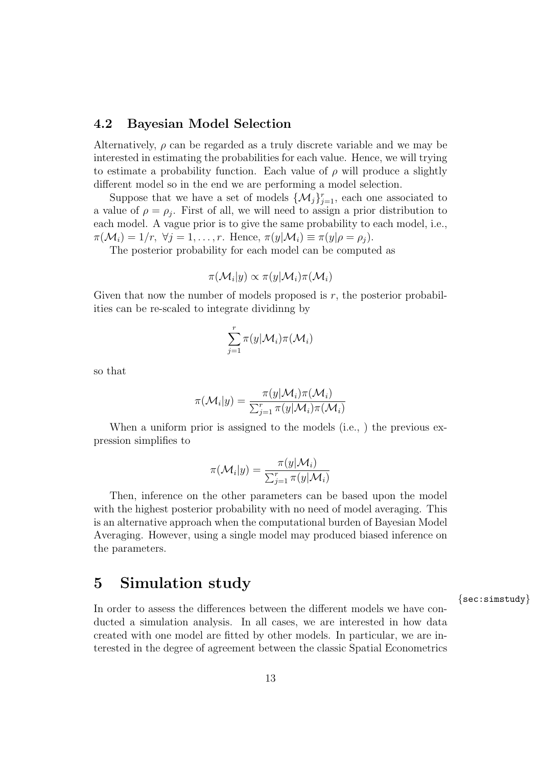### 4.2 Bayesian Model Selection

Alternatively, $\rho$ can be regarded as a truly discrete variable and we may be interested in estimating the probabilities for each value. Hence, we will trying to estimate a probability function. Each value of $\rho$ will produce a slightly different model so in the end we are performing a model selection.

Suppose that we have a set of models $\{\mathcal{M}_j\}_{j=1}^r$, each one associated to a value of $\rho = \rho_j$. First of all, we will need to assign a prior distribution to each model. A vague prior is to give the same probability to each model, i.e., $\pi(\mathcal{M}_i) = 1/r, \ \forall j = 1, \ldots, r$. Hence, $\pi(y|\mathcal{M}_i) \equiv \pi(y|\rho = \rho_j)$.

The posterior probability for each model can be computed as

$$\pi(\mathcal{M}_i|y) \propto \pi(y|\mathcal{M}_i)\pi(\mathcal{M}_i)$$

Given that now the number of models proposed is $r$, the posterior probabilities can be re-scaled to integrate dividinng by

$$\sum_{j=1}^{r} \pi(y|\mathcal{M}_i)\pi(\mathcal{M}_i)$$

so that

$$\pi(\mathcal{M}_i|y) = \frac{\pi(y|\mathcal{M}_i)\pi(\mathcal{M}_i)}{\sum_{j=1}^{r} \pi(y|\mathcal{M}_i)\pi(\mathcal{M}_i)}$$

When a uniform prior is assigned to the models (i.e., ) the previous expression simplifies to

$$\pi(\mathcal{M}_i|y) = \frac{\pi(y|\mathcal{M}_i)}{\sum_{j=1}^{r} \pi(y|\mathcal{M}_i)}$$

Then, inference on the other parameters can be based upon the model with the highest posterior probability with no need of model averaging. This is an alternative approach when the computational burden of Bayesian Model Averaging. However, using a single model may produced biased inference on the parameters.

## 5 Simulation study

{sec:simstudy}

In order to assess the differences between the different models we have conducted a simulation analysis. In all cases, we are interested in how data created with one model are fitted by other models. In particular, we are interested in the degree of agreement between the classic Spatial Econometrics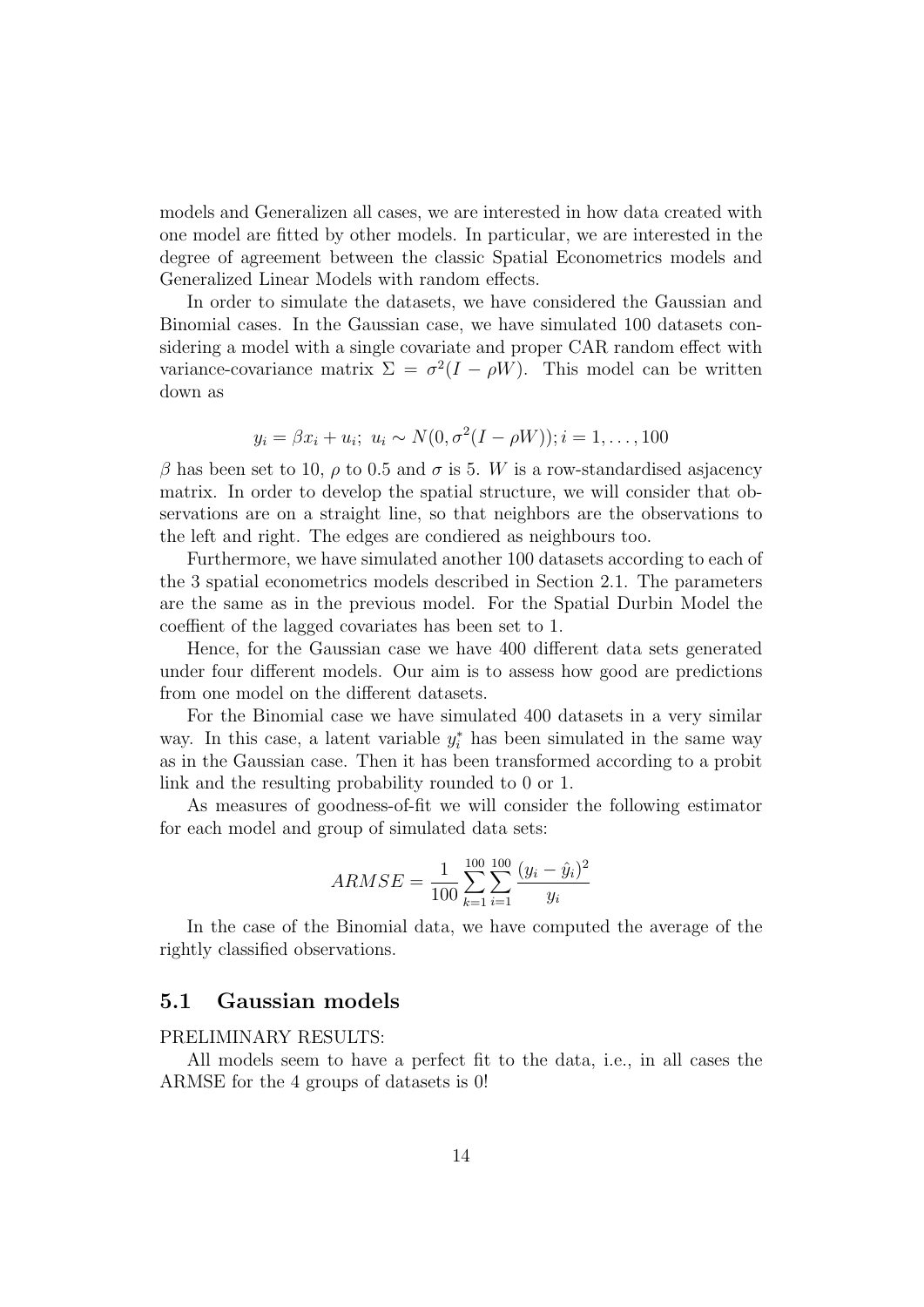models and Generalizen all cases, we are interested in how data created with one model are fitted by other models. In particular, we are interested in the degree of agreement between the classic Spatial Econometrics models and Generalized Linear Models with random effects.

In order to simulate the datasets, we have considered the Gaussian and Binomial cases. In the Gaussian case, we have simulated 100 datasets considering a model with a single covariate and proper CAR random effect with variance-covariance matrix $\Sigma = \sigma^2(I - \rho W)$. This model can be written down as

$$y_i = \beta x_i + u_i;\ u_i \sim N(0, \sigma^2(I - \rho W)); i = 1, \ldots, 100$$

$\beta$ has been set to 10, $\rho$ to 0.5 and $\sigma$ is 5. $W$ is a row-standardised asjacency matrix. In order to develop the spatial structure, we will consider that observations are on a straight line, so that neighbors are the observations to the left and right. The edges are condiered as neighbours too.

Furthermore, we have simulated another 100 datasets according to each of the 3 spatial econometrics models described in Section 2.1. The parameters are the same as in the previous model. For the Spatial Durbin Model the coeffient of the lagged covariates has been set to 1.

Hence, for the Gaussian case we have 400 different data sets generated under four different models. Our aim is to assess how good are predictions from one model on the different datasets.

For the Binomial case we have simulated 400 datasets in a very similar way. In this case, a latent variable $y_i^*$ has been simulated in the same way as in the Gaussian case. Then it has been transformed according to a probit link and the resulting probability rounded to 0 or 1.

As measures of goodness-of-fit we will consider the following estimator for each model and group of simulated data sets:

$$ARMSE = \frac{1}{100} \sum_{k=1}^{100} \sum_{i=1}^{100} \frac{(y_i - \hat{y}_i)^2}{y_i}$$

In the case of the Binomial data, we have computed the average of the rightly classified observations.

### 5.1 Gaussian models

PRELIMINARY RESULTS:

All models seem to have a perfect fit to the data, i.e., in all cases the ARMSE for the 4 groups of datasets is 0!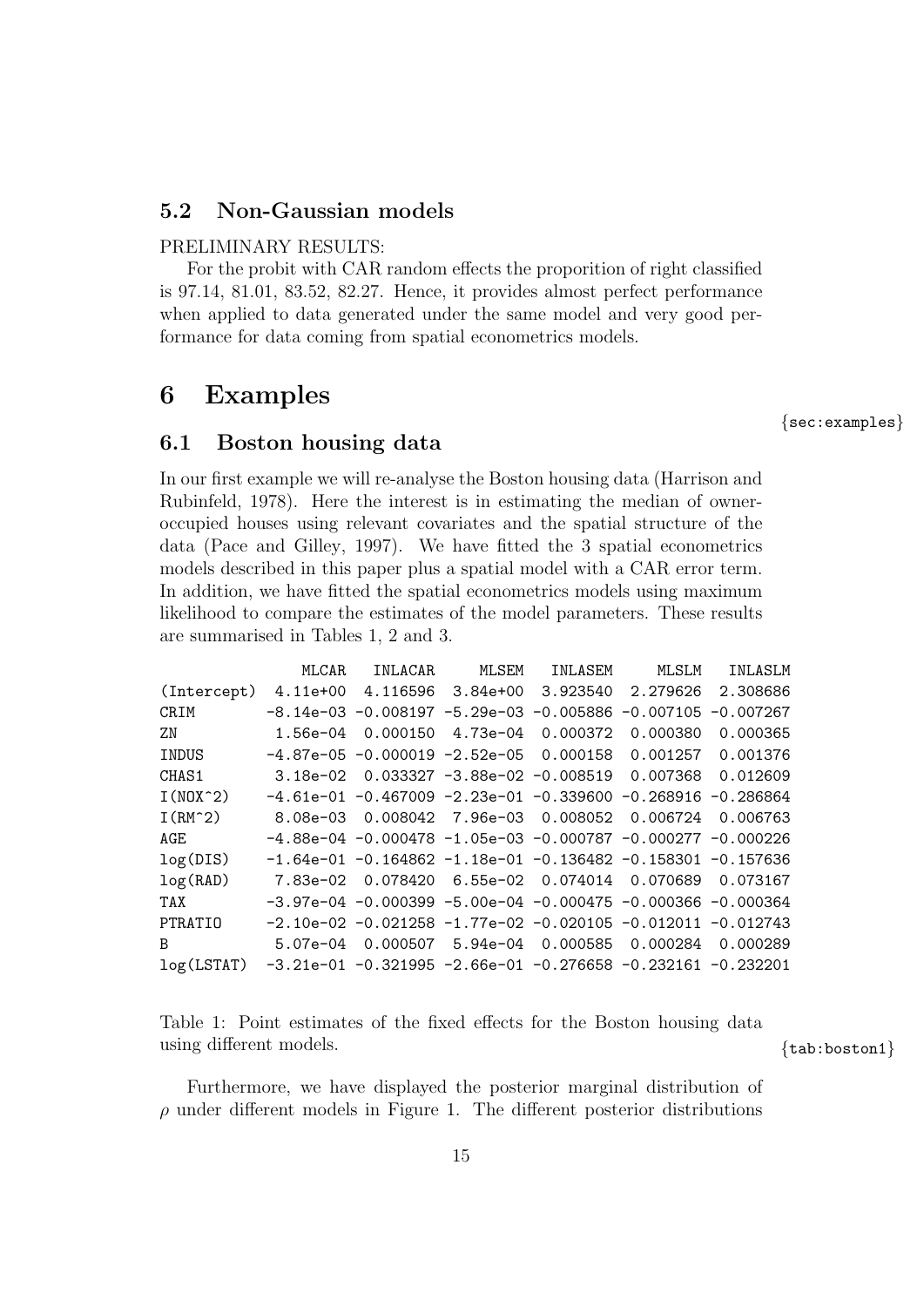### 5.2 Non-Gaussian models

PRELIMINARY RESULTS:

For the probit with CAR random effects the proporition of right classified is 97.14, 81.01, 83.52, 82.27. Hence, it provides almost perfect performance when applied to data generated under the same model and very good performance for data coming from spatial econometrics models.

## 6 Examples

### 6.1 Boston housing data

In our first example we will re-analyse the Boston housing data (Harrison and Rubinfeld, 1978). Here the interest is in estimating the median of owner-occupied houses using relevant covariates and the spatial structure of the data (Pace and Gilley, 1997). We have fitted the 3 spatial econometrics models described in this paper plus a spatial model with a CAR error term. In addition, we have fitted the spatial econometrics models using maximum likelihood to compare the estimates of the model parameters. These results are summarised in Tables 1, 2 and 3.

| | MLCAR | INLACAR | MLSEM | INLASEM | MLSLM | INLASLM |
|---|---|---|---|---|---|---|
| (Intercept) | 4.11e+00 | 4.116596 | 3.84e+00 | 3.923540 | 2.279626 | 2.308686 |
| CRIM | -8.14e-03 | -0.008197 | -5.29e-03 | -0.005886 | -0.007105 | -0.007267 |
| ZN | 1.56e-04 | 0.000150 | 4.73e-04 | 0.000372 | 0.000380 | 0.000365 |
| INDUS | -4.87e-05 | -0.000019 | -2.52e-05 | 0.000158 | 0.001257 | 0.001376 |
| CHAS1 | 3.18e-02 | 0.033327 | -3.88e-02 | -0.008519 | 0.007368 | 0.012609 |
| I(NOX^2) | -4.61e-01 | -0.467009 | -2.23e-01 | -0.339600 | -0.268916 | -0.286864 |
| I(RM^2) | 8.08e-03 | 0.008042 | 7.96e-03 | 0.008052 | 0.006724 | 0.006763 |
| AGE | -4.88e-04 | -0.000478 | -1.05e-03 | -0.000787 | -0.000277 | -0.000226 |
| log(DIS) | -1.64e-01 | -0.164862 | -1.18e-01 | -0.136482 | -0.158301 | -0.157636 |
| log(RAD) | 7.83e-02 | 0.078420 | 6.55e-02 | 0.074014 | 0.070689 | 0.073167 |
| TAX | -3.97e-04 | -0.000399 | -5.00e-04 | -0.000475 | -0.000366 | -0.000364 |
| PTRATIO | -2.10e-02 | -0.021258 | -1.77e-02 | -0.020105 | -0.012011 | -0.012743 |
| B | 5.07e-04 | 0.000507 | 5.94e-04 | 0.000585 | 0.000284 | 0.000289 |
| log(LSTAT) | -3.21e-01 | -0.321995 | -2.66e-01 | -0.276658 | -0.232161 | -0.232201 |

Table 1: Point estimates of the fixed effects for the Boston housing data using different models.

Furthermore, we have displayed the posterior marginal distribution of $\rho$ under different models in Figure 1. The different posterior distributions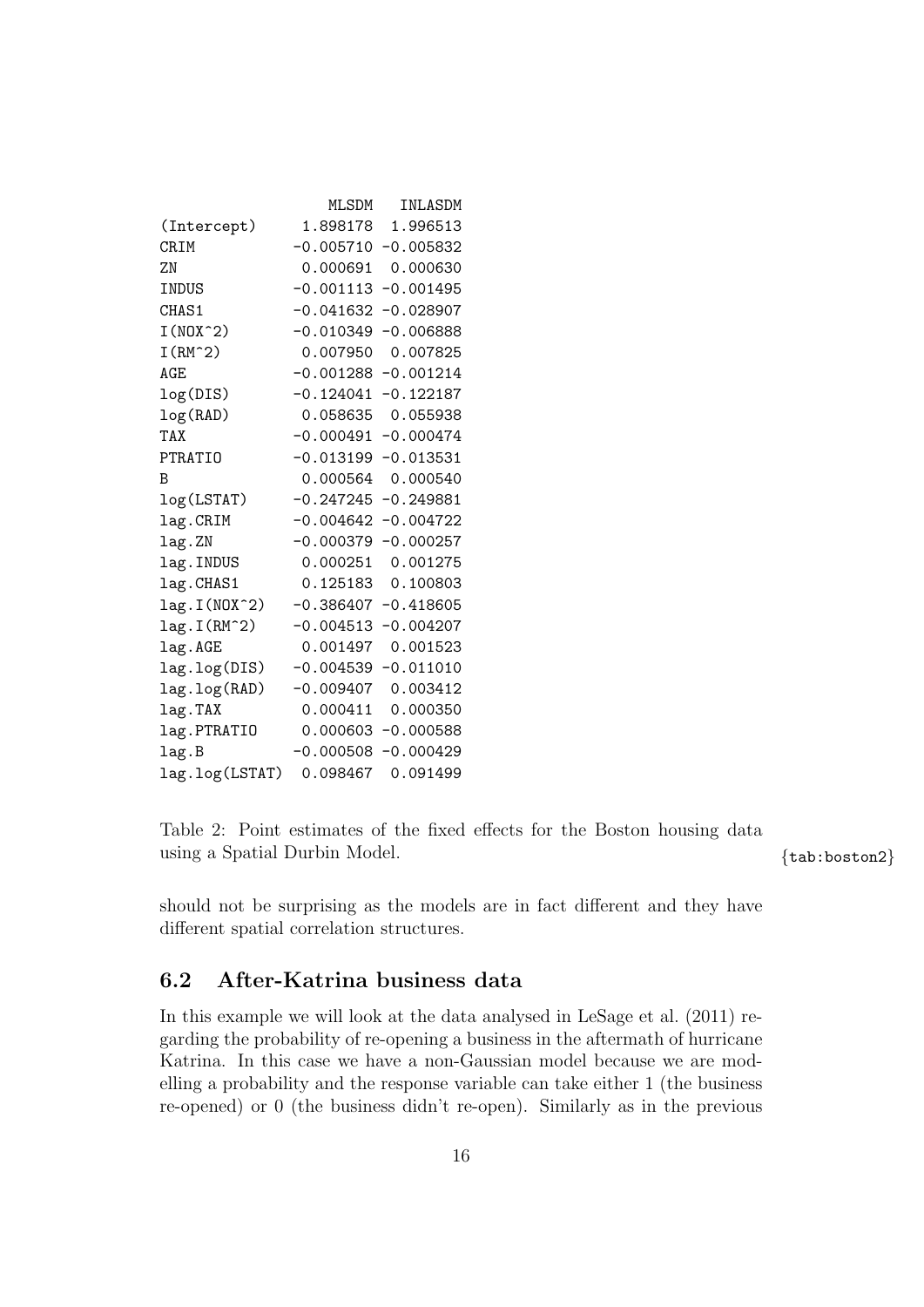| | MLSDM | INLASDM |
|---|---|---|
| (Intercept) | 1.898178 | 1.996513 |
| CRIM | -0.005710 | -0.005832 |
| ZN | 0.000691 | 0.000630 |
| INDUS | -0.001113 | -0.001495 |
| CHAS1 | -0.041632 | -0.028907 |
| I(NOX^2) | -0.010349 | -0.006888 |
| I(RM^2) | 0.007950 | 0.007825 |
| AGE | -0.001288 | -0.001214 |
| log(DIS) | -0.124041 | -0.122187 |
| log(RAD) | 0.058635 | 0.055938 |
| TAX | -0.000491 | -0.000474 |
| PTRATIO | -0.013199 | -0.013531 |
| B | 0.000564 | 0.000540 |
| log(LSTAT) | -0.247245 | -0.249881 |
| lag.CRIM | -0.004642 | -0.004722 |
| lag.ZN | -0.000379 | -0.000257 |
| lag.INDUS | 0.000251 | 0.001275 |
| lag.CHAS1 | 0.125183 | 0.100803 |
| lag.I(NOX^2) | -0.386407 | -0.418605 |
| lag.I(RM^2) | -0.004513 | -0.004207 |
| lag.AGE | 0.001497 | 0.001523 |
| lag.log(DIS) | -0.004539 | -0.011010 |
| lag.log(RAD) | -0.009407 | 0.003412 |
| lag.TAX | 0.000411 | 0.000350 |
| lag.PTRATIO | 0.000603 | -0.000588 |
| lag.B | -0.000508 | -0.000429 |
| lag.log(LSTAT) | 0.098467 | 0.091499 |

Table 2: Point estimates of the fixed effects for the Boston housing data using a Spatial Durbin Model. {tab:boston2}

should not be surprising as the models are in fact different and they have different spatial correlation structures.

## 6.2 After-Katrina business data

In this example we will look at the data analysed in LeSage et al. (2011) regarding the probability of re-opening a business in the aftermath of hurricane Katrina. In this case we have a non-Gaussian model because we are modelling a probability and the response variable can take either 1 (the business re-opened) or 0 (the business didn't re-open). Similarly as in the previous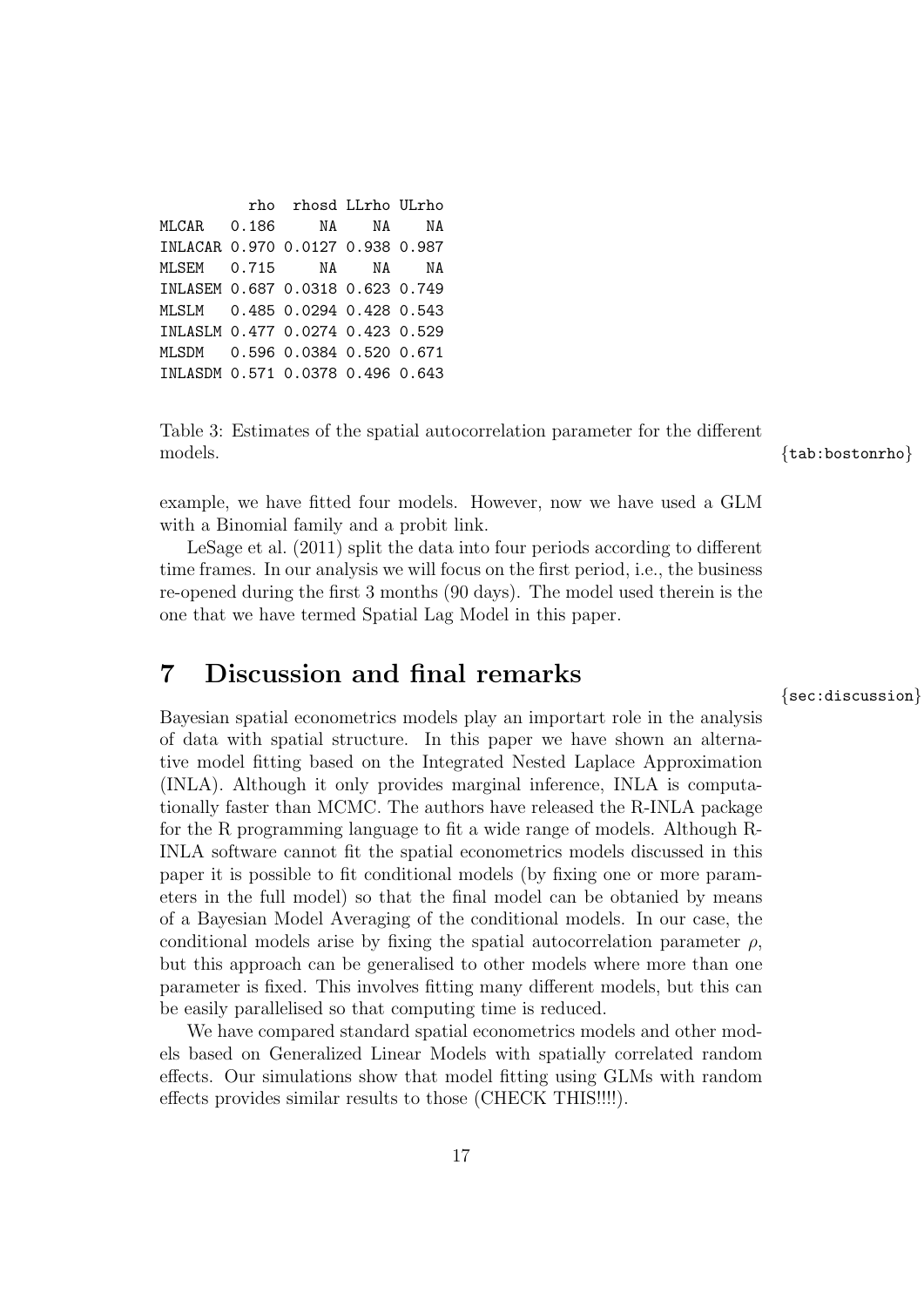|  | rho | rhosd | LLrho | ULrho |
|---|---|---|---|---|
| MLCAR | 0.186 | NA | NA | NA |
| INLACAR | 0.970 | 0.0127 | 0.938 | 0.987 |
| MLSEM | 0.715 | NA | NA | NA |
| INLASEM | 0.687 | 0.0318 | 0.623 | 0.749 |
| MLSLM | 0.485 | 0.0294 | 0.428 | 0.543 |
| INLASLM | 0.477 | 0.0274 | 0.423 | 0.529 |
| MLSDM | 0.596 | 0.0384 | 0.520 | 0.671 |
| INLASDM | 0.571 | 0.0378 | 0.496 | 0.643 |

Table 3: Estimates of the spatial autocorrelation parameter for the different models. {tab:bostonrho}

example, we have fitted four models. However, now we have used a GLM with a Binomial family and a probit link.

LeSage et al. (2011) split the data into four periods according to different time frames. In our analysis we will focus on the first period, i.e., the business re-opened during the first 3 months (90 days). The model used therein is the one that we have termed Spatial Lag Model in this paper.

## 7 Discussion and final remarks

{sec:discussion}

Bayesian spatial econometrics models play an importart role in the analysis of data with spatial structure. In this paper we have shown an alternative model fitting based on the Integrated Nested Laplace Approximation (INLA). Although it only provides marginal inference, INLA is computationally faster than MCMC. The authors have released the R-INLA package for the R programming language to fit a wide range of models. Although R-INLA software cannot fit the spatial econometrics models discussed in this paper it is possible to fit conditional models (by fixing one or more parameters in the full model) so that the final model can be obtanied by means of a Bayesian Model Averaging of the conditional models. In our case, the conditional models arise by fixing the spatial autocorrelation parameter $\rho$, but this approach can be generalised to other models where more than one parameter is fixed. This involves fitting many different models, but this can be easily parallelised so that computing time is reduced.

We have compared standard spatial econometrics models and other models based on Generalized Linear Models with spatially correlated random effects. Our simulations show that model fitting using GLMs with random effects provides similar results to those (CHECK THIS!!!!).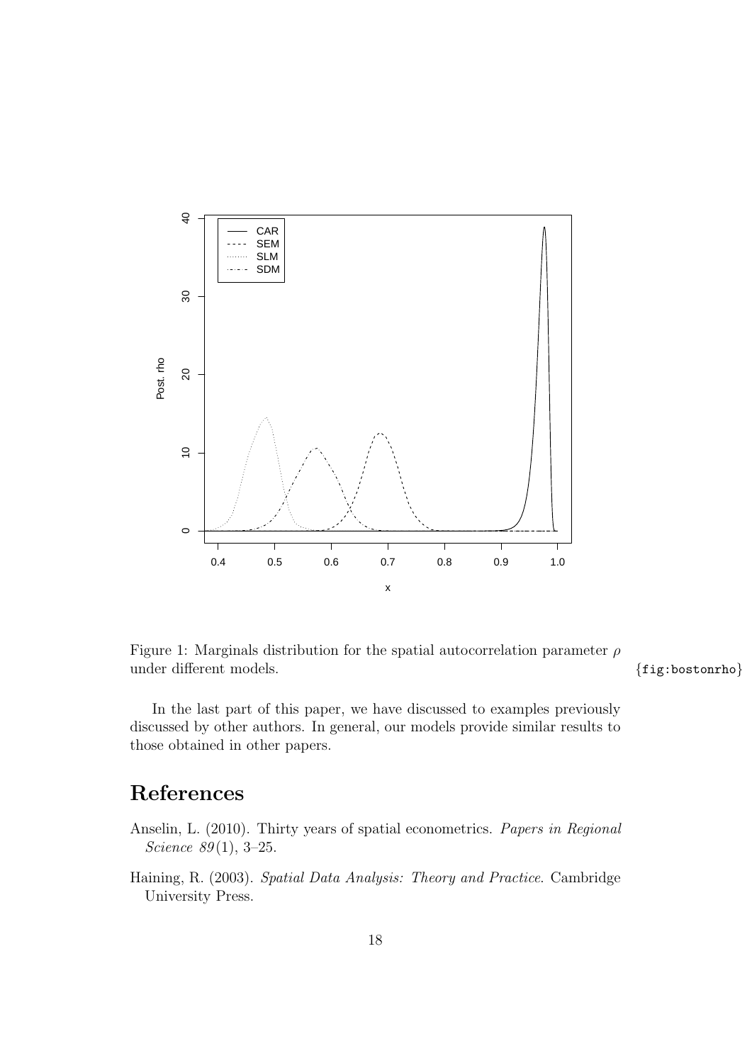Figure 1: Marginals distribution for the spatial autocorrelation parameter $\rho$ under different models. {fig:bostonrho}

In the last part of this paper, we have discussed to examples previously discussed by other authors. In general, our models provide similar results to those obtained in other papers.

# References

Anselin, L. (2010). Thirty years of spatial econometrics. *Papers in Regional Science 89*(1), 3–25.

Haining, R. (2003). *Spatial Data Analysis: Theory and Practice*. Cambridge University Press.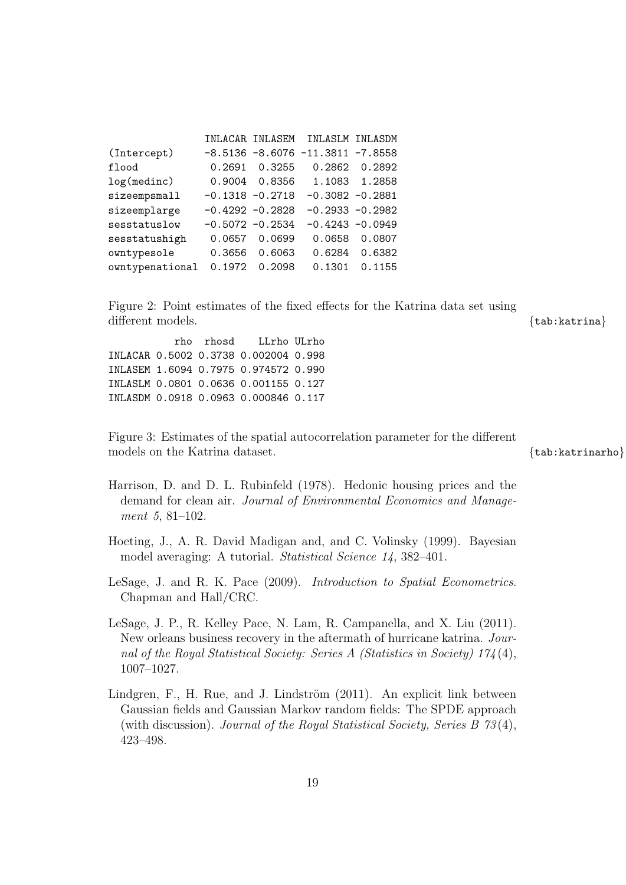|  | INLACAR | INLASEM | INLASLM | INLASDM |
|---|---|---|---|---|
| (Intercept) | -8.5136 | -8.6076 | -11.3811 | -7.8558 |
| flood | 0.2691 | 0.3255 | 0.2862 | 0.2892 |
| log(medinc) | 0.9004 | 0.8356 | 1.1083 | 1.2858 |
| sizeempsmall | -0.1318 | -0.2718 | -0.3082 | -0.2881 |
| sizeemplarge | -0.4292 | -0.2828 | -0.2933 | -0.2982 |
| sesstatuslow | -0.5072 | -0.2534 | -0.4243 | -0.0949 |
| sesstatushigh | 0.0657 | 0.0699 | 0.0658 | 0.0807 |
| owntypesole | 0.3656 | 0.6063 | 0.6284 | 0.6382 |
| owntypenational | 0.1972 | 0.2098 | 0.1301 | 0.1155 |

Figure 2: Point estimates of the fixed effects for the Katrina data set using different models. {tab:katrina}

|  | rho | rhosd | LLrho | ULrho |
|---|---|---|---|---|
| INLACAR | 0.5002 | 0.3738 | 0.002004 | 0.998 |
| INLASEM | 1.6094 | 0.7975 | 0.974572 | 0.990 |
| INLASLM | 0.0801 | 0.0636 | 0.001155 | 0.127 |
| INLASDM | 0.0918 | 0.0963 | 0.000846 | 0.117 |

Figure 3: Estimates of the spatial autocorrelation parameter for the different models on the Katrina dataset. {tab:katrinarho}

Harrison, D. and D. L. Rubinfeld (1978). Hedonic housing prices and the demand for clean air. *Journal of Environmental Economics and Management 5*, 81–102.

Hoeting, J., A. R. David Madigan and, and C. Volinsky (1999). Bayesian model averaging: A tutorial. *Statistical Science 14*, 382–401.

LeSage, J. and R. K. Pace (2009). *Introduction to Spatial Econometrics*. Chapman and Hall/CRC.

LeSage, J. P., R. Kelley Pace, N. Lam, R. Campanella, and X. Liu (2011). New orleans business recovery in the aftermath of hurricane katrina. *Journal of the Royal Statistical Society: Series A (Statistics in Society) 174*(4), 1007–1027.

Lindgren, F., H. Rue, and J. Lindström (2011). An explicit link between Gaussian fields and Gaussian Markov random fields: The SPDE approach (with discussion). *Journal of the Royal Statistical Society, Series B 73*(4), 423–498.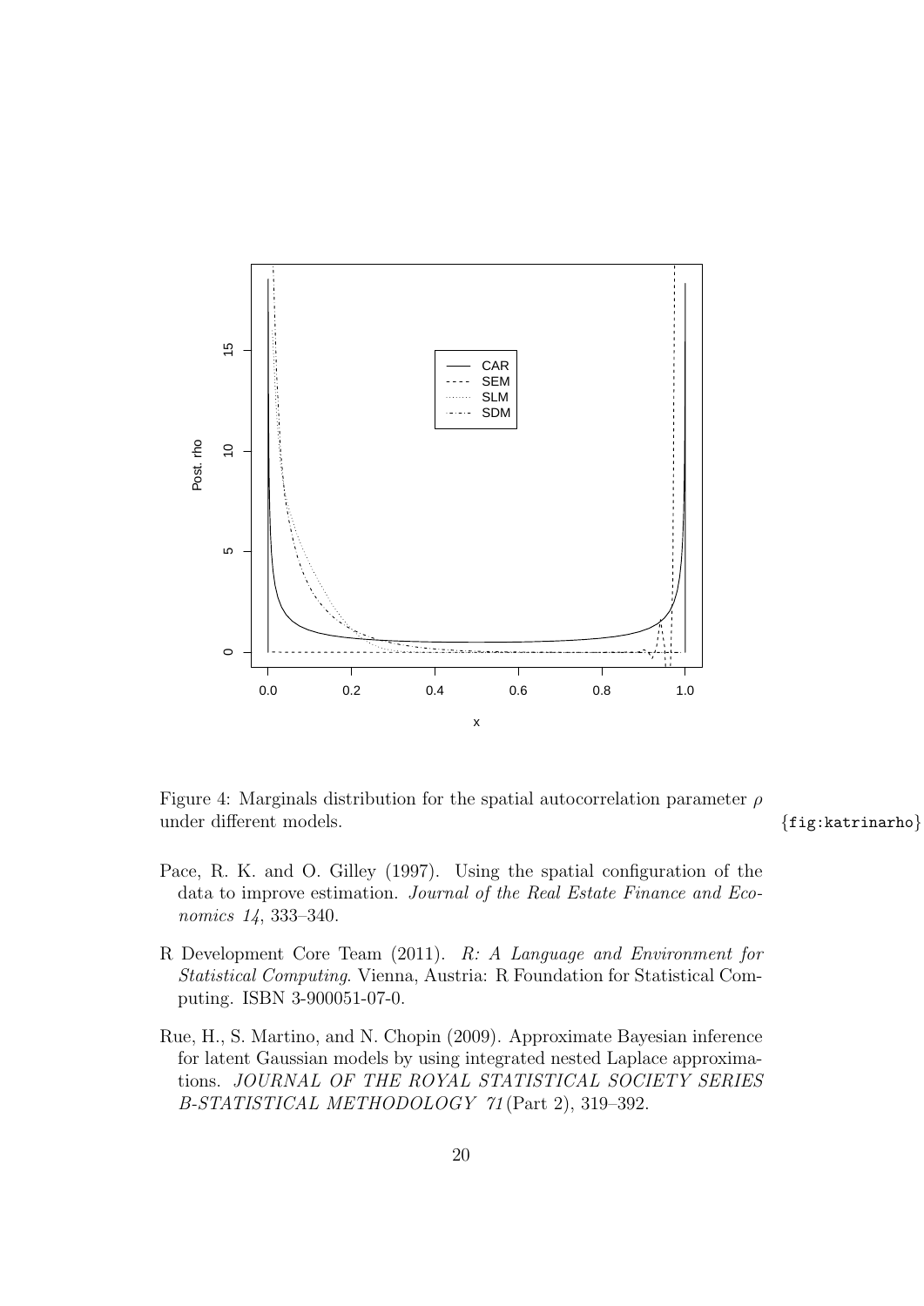Post. rho

15

10

5

0

0.0 0.2 0.4 0.6 0.8 1.0

x

CAR
SEM
SLM
SDM

Figure 4: Marginals distribution for the spatial autocorrelation parameter $\rho$ under different models. {fig:katrinarho}

Pace, R. K. and O. Gilley (1997). Using the spatial configuration of the data to improve estimation. *Journal of the Real Estate Finance and Economics 14*, 333–340.

R Development Core Team (2011). *R: A Language and Environment for Statistical Computing*. Vienna, Austria: R Foundation for Statistical Computing. ISBN 3-900051-07-0.

Rue, H., S. Martino, and N. Chopin (2009). Approximate Bayesian inference for latent Gaussian models by using integrated nested Laplace approximations. *JOURNAL OF THE ROYAL STATISTICAL SOCIETY SERIES B-STATISTICAL METHODOLOGY 71* (Part 2), 319–392.